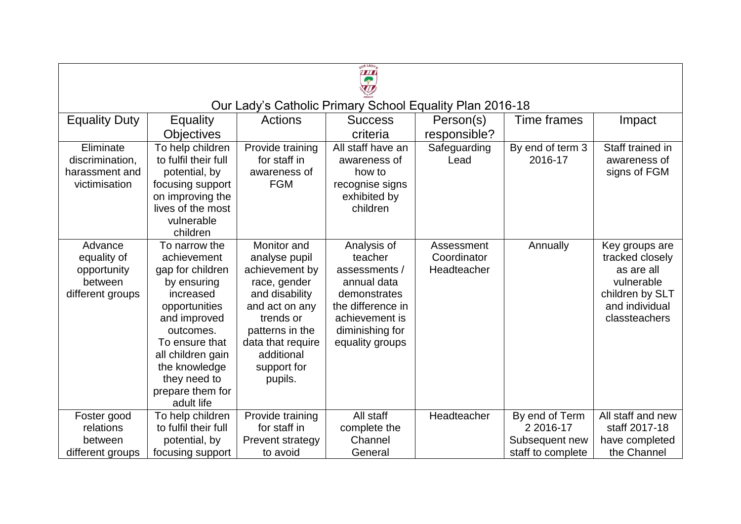# Our Lady's Catholic Primary School Equality Plan 2016-18

| Equality Duty | Equality Objectives | Actions | Success criteria | Person(s) responsible? | Time frames | Impact |
|---|---|---|---|---|---|---|
| Eliminate discrimination, harassment and victimisation | To help children to fulfil their full potential, by focusing support on improving the lives of the most vulnerable children | Provide training for staff in awareness of FGM | All staff have an awareness of how to recognise signs exhibited by children | Safeguarding Lead | By end of term 3 2016-17 | Staff trained in awareness of signs of FGM |
| Advance equality of opportunity between different groups | To narrow the achievement gap for children by ensuring increased opportunities and improved outcomes. To ensure that all children gain the knowledge they need to prepare them for adult life | Monitor and analyse pupil achievement by race, gender and disability and act on any trends or patterns in the data that require additional support for pupils. | Analysis of teacher assessments / annual data demonstrates the difference in achievement is diminishing for equality groups | Assessment Coordinator Headteacher | Annually | Key groups are tracked closely as are all vulnerable children by SLT and individual classteachers |
| Foster good relations between different groups | To help children to fulfil their full potential, by focusing support | Provide training for staff in Prevent strategy to avoid | All staff complete the Channel General | Headteacher | By end of Term 2 2016-17 Subsequent new staff to complete | All staff and new staff 2017-18 have completed the Channel |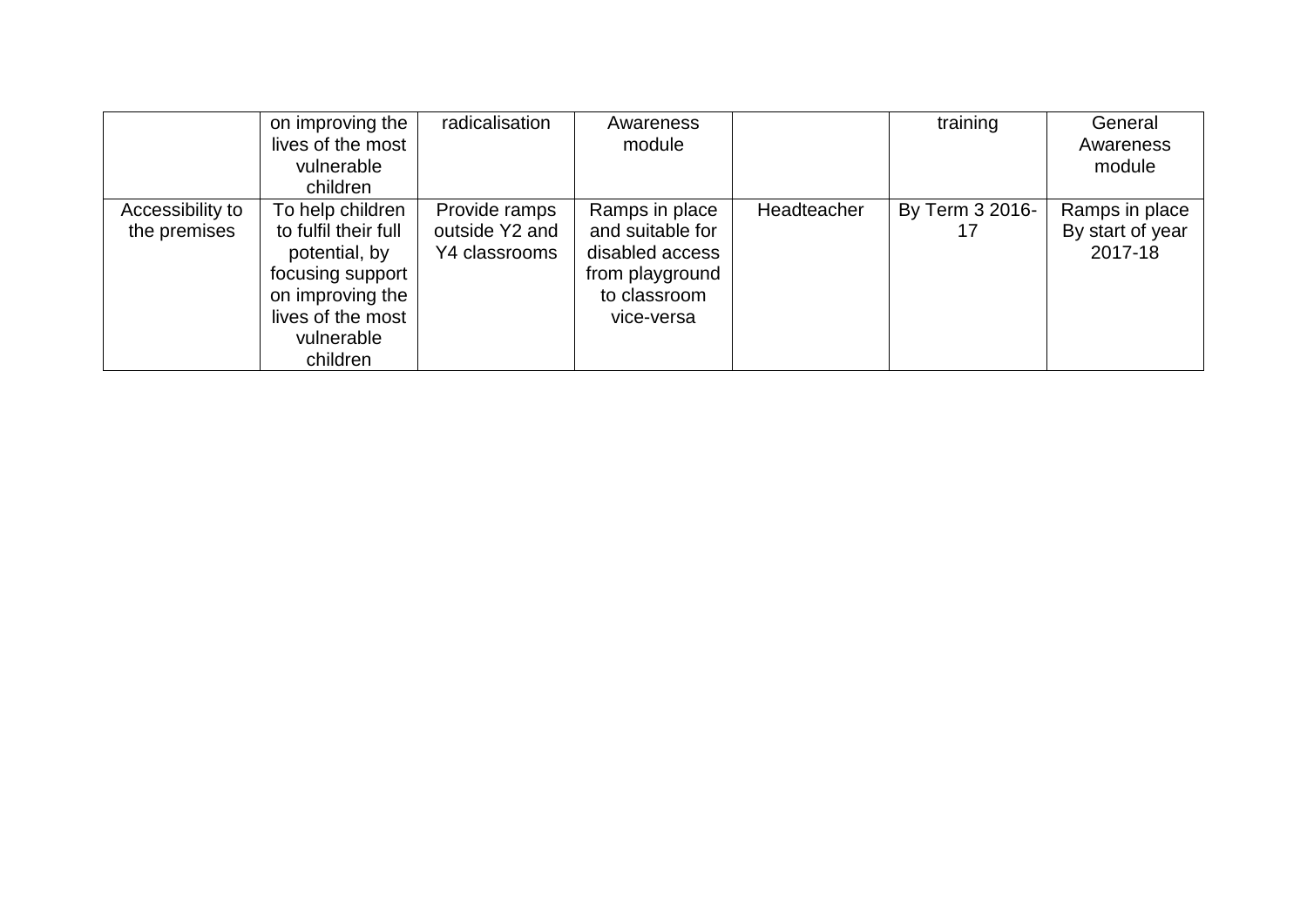| | | | | | | |
|---|---|---|---|---|---|---|
| | on improving the lives of the most vulnerable children | radicalisation | Awareness module | | training | General Awareness module |
| Accessibility to the premises | To help children to fulfil their full potential, by focusing support on improving the lives of the most vulnerable children | Provide ramps outside Y2 and Y4 classrooms | Ramps in place and suitable for disabled access from playground to classroom vice-versa | Headteacher | By Term 3 2016-17 | Ramps in place By start of year 2017-18 |